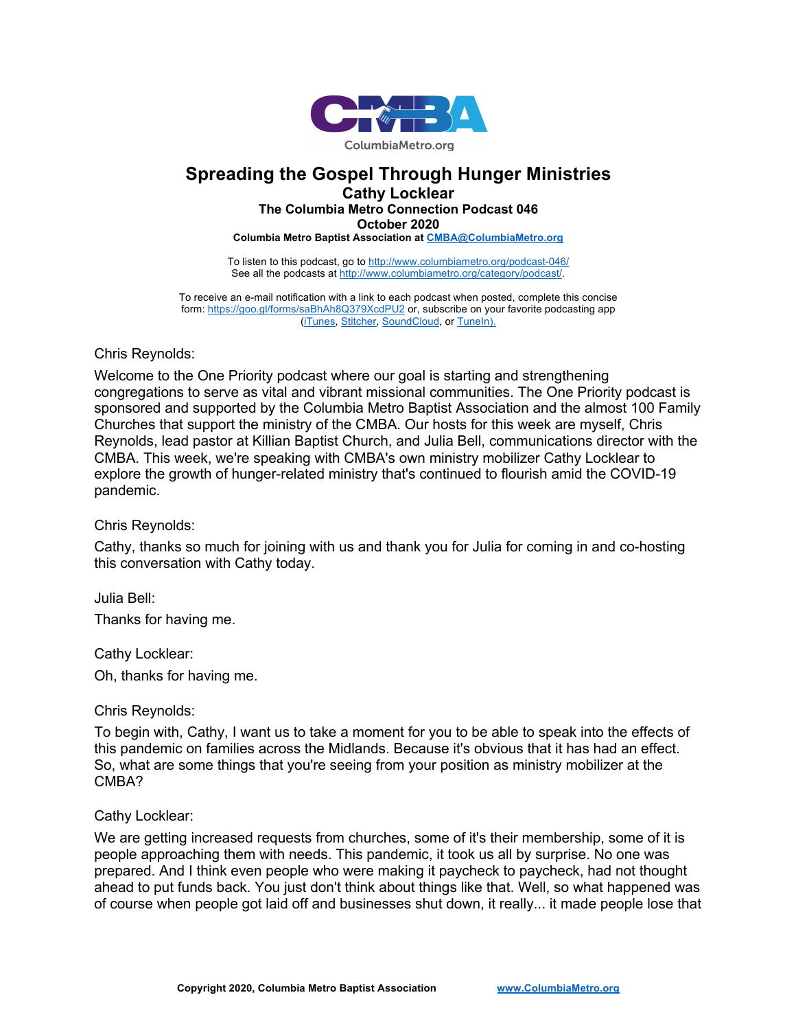CMBA
ColumbiaMetro.org

# Spreading the Gospel Through Hunger Ministries

## Cathy Locklear

### The Columbia Metro Connection Podcast 046

### October 2020

**Columbia Metro Baptist Association at CMBA@ColumbiaMetro.org**

To listen to this podcast, go to http://www.columbiametro.org/podcast-046/
See all the podcasts at http://www.columbiametro.org/category/podcast/.

To receive an e-mail notification with a link to each podcast when posted, complete this concise form: https://goo.gl/forms/saBhAh8Q379XcdPU2 or, subscribe on your favorite podcasting app (iTunes, Stitcher, SoundCloud, or TuneIn).

Chris Reynolds:

Welcome to the One Priority podcast where our goal is starting and strengthening congregations to serve as vital and vibrant missional communities. The One Priority podcast is sponsored and supported by the Columbia Metro Baptist Association and the almost 100 Family Churches that support the ministry of the CMBA. Our hosts for this week are myself, Chris Reynolds, lead pastor at Killian Baptist Church, and Julia Bell, communications director with the CMBA. This week, we're speaking with CMBA's own ministry mobilizer Cathy Locklear to explore the growth of hunger-related ministry that's continued to flourish amid the COVID-19 pandemic.

Chris Reynolds:

Cathy, thanks so much for joining with us and thank you for Julia for coming in and co-hosting this conversation with Cathy today.

Julia Bell:

Thanks for having me.

Cathy Locklear:

Oh, thanks for having me.

Chris Reynolds:

To begin with, Cathy, I want us to take a moment for you to be able to speak into the effects of this pandemic on families across the Midlands. Because it's obvious that it has had an effect. So, what are some things that you're seeing from your position as ministry mobilizer at the CMBA?

Cathy Locklear:

We are getting increased requests from churches, some of it's their membership, some of it is people approaching them with needs. This pandemic, it took us all by surprise. No one was prepared. And I think even people who were making it paycheck to paycheck, had not thought ahead to put funds back. You just don't think about things like that. Well, so what happened was of course when people got laid off and businesses shut down, it really... it made people lose that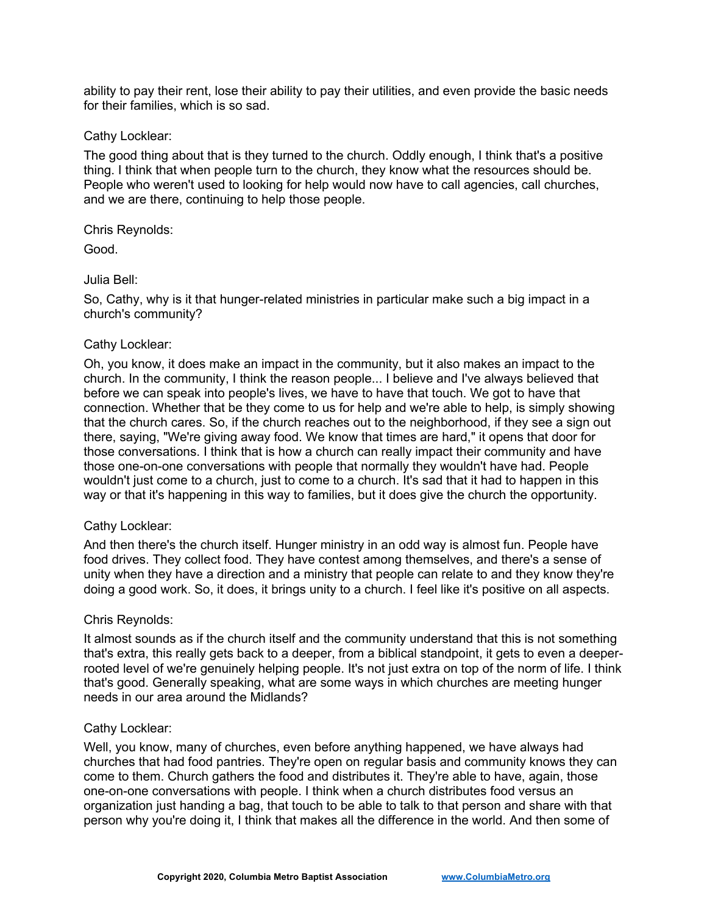ability to pay their rent, lose their ability to pay their utilities, and even provide the basic needs for their families, which is so sad.

Cathy Locklear:

The good thing about that is they turned to the church. Oddly enough, I think that's a positive thing. I think that when people turn to the church, they know what the resources should be. People who weren't used to looking for help would now have to call agencies, call churches, and we are there, continuing to help those people.

Chris Reynolds:

Good.

Julia Bell:

So, Cathy, why is it that hunger-related ministries in particular make such a big impact in a church's community?

Cathy Locklear:

Oh, you know, it does make an impact in the community, but it also makes an impact to the church. In the community, I think the reason people... I believe and I've always believed that before we can speak into people's lives, we have to have that touch. We got to have that connection. Whether that be they come to us for help and we're able to help, is simply showing that the church cares. So, if the church reaches out to the neighborhood, if they see a sign out there, saying, "We're giving away food. We know that times are hard," it opens that door for those conversations. I think that is how a church can really impact their community and have those one-on-one conversations with people that normally they wouldn't have had. People wouldn't just come to a church, just to come to a church. It's sad that it had to happen in this way or that it's happening in this way to families, but it does give the church the opportunity.

Cathy Locklear:

And then there's the church itself. Hunger ministry in an odd way is almost fun. People have food drives. They collect food. They have contest among themselves, and there's a sense of unity when they have a direction and a ministry that people can relate to and they know they're doing a good work. So, it does, it brings unity to a church. I feel like it's positive on all aspects.

Chris Reynolds:

It almost sounds as if the church itself and the community understand that this is not something that's extra, this really gets back to a deeper, from a biblical standpoint, it gets to even a deeper-rooted level of we're genuinely helping people. It's not just extra on top of the norm of life. I think that's good. Generally speaking, what are some ways in which churches are meeting hunger needs in our area around the Midlands?

Cathy Locklear:

Well, you know, many of churches, even before anything happened, we have always had churches that had food pantries. They're open on regular basis and community knows they can come to them. Church gathers the food and distributes it. They're able to have, again, those one-on-one conversations with people. I think when a church distributes food versus an organization just handing a bag, that touch to be able to talk to that person and share with that person why you're doing it, I think that makes all the difference in the world. And then some of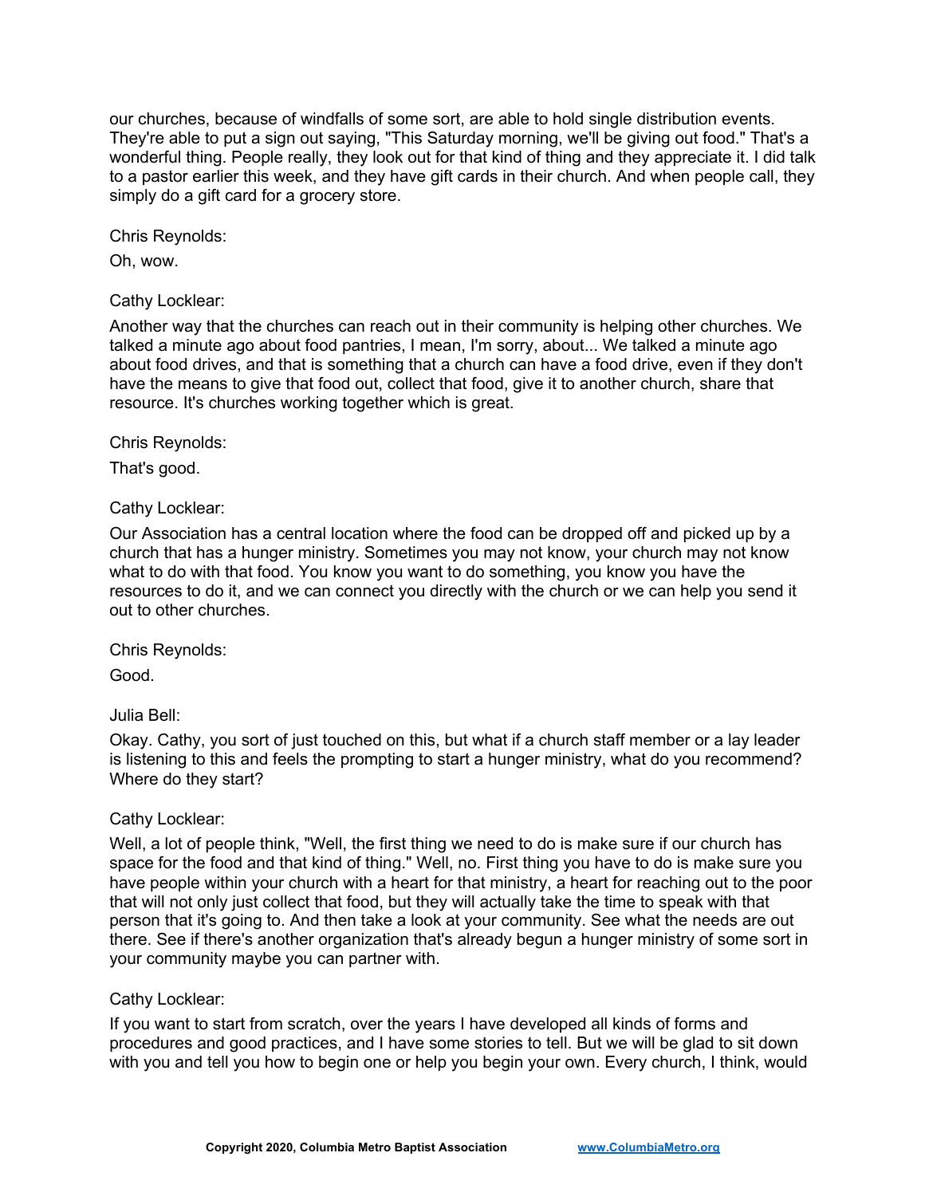our churches, because of windfalls of some sort, are able to hold single distribution events. They're able to put a sign out saying, "This Saturday morning, we'll be giving out food." That's a wonderful thing. People really, they look out for that kind of thing and they appreciate it. I did talk to a pastor earlier this week, and they have gift cards in their church. And when people call, they simply do a gift card for a grocery store.

Chris Reynolds:

Oh, wow.

Cathy Locklear:

Another way that the churches can reach out in their community is helping other churches. We talked a minute ago about food pantries, I mean, I'm sorry, about... We talked a minute ago about food drives, and that is something that a church can have a food drive, even if they don't have the means to give that food out, collect that food, give it to another church, share that resource. It's churches working together which is great.

Chris Reynolds:

That's good.

Cathy Locklear:

Our Association has a central location where the food can be dropped off and picked up by a church that has a hunger ministry. Sometimes you may not know, your church may not know what to do with that food. You know you want to do something, you know you have the resources to do it, and we can connect you directly with the church or we can help you send it out to other churches.

Chris Reynolds:

Good.

Julia Bell:

Okay. Cathy, you sort of just touched on this, but what if a church staff member or a lay leader is listening to this and feels the prompting to start a hunger ministry, what do you recommend? Where do they start?

Cathy Locklear:

Well, a lot of people think, "Well, the first thing we need to do is make sure if our church has space for the food and that kind of thing." Well, no. First thing you have to do is make sure you have people within your church with a heart for that ministry, a heart for reaching out to the poor that will not only just collect that food, but they will actually take the time to speak with that person that it's going to. And then take a look at your community. See what the needs are out there. See if there's another organization that's already begun a hunger ministry of some sort in your community maybe you can partner with.

Cathy Locklear:

If you want to start from scratch, over the years I have developed all kinds of forms and procedures and good practices, and I have some stories to tell. But we will be glad to sit down with you and tell you how to begin one or help you begin your own. Every church, I think, would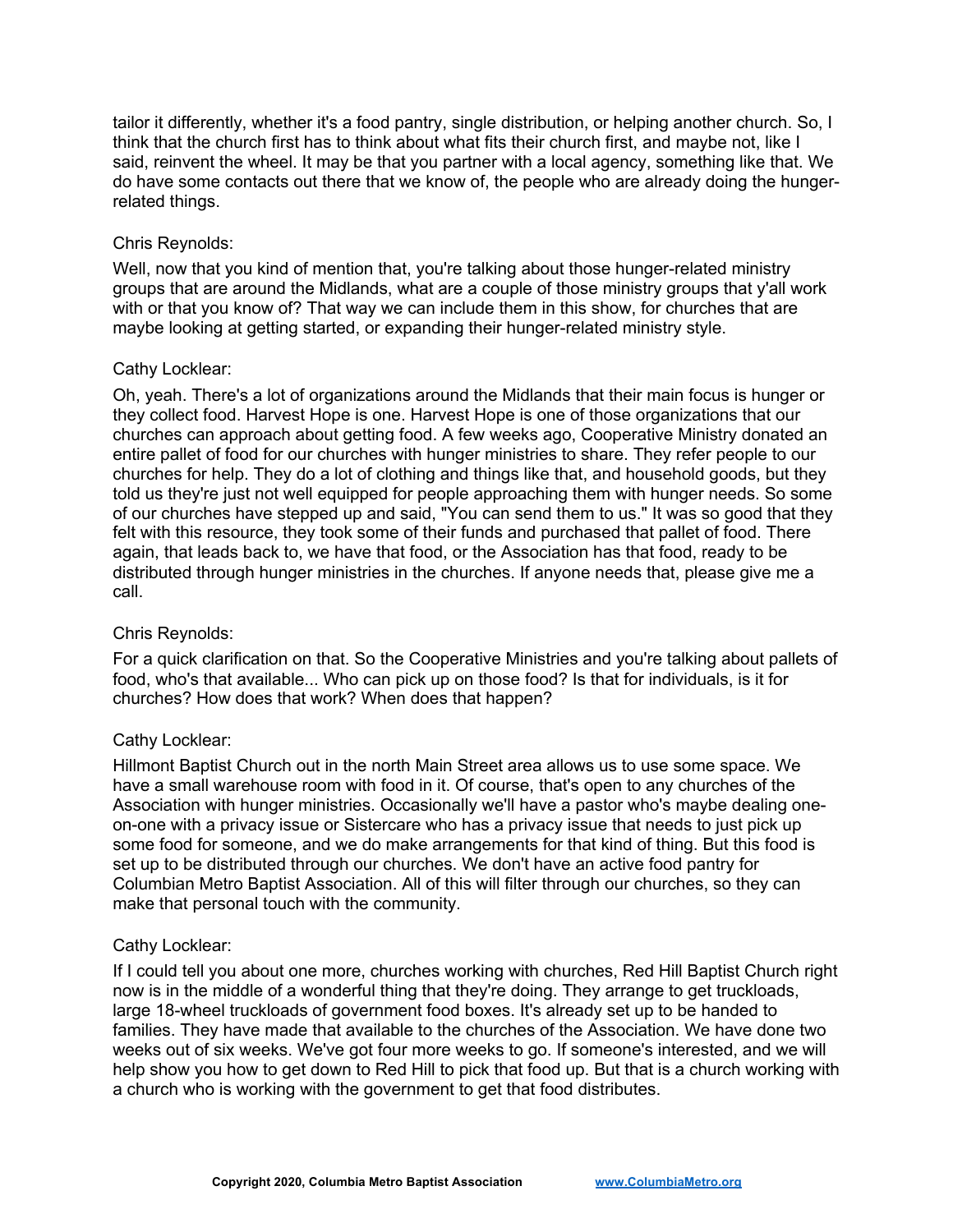tailor it differently, whether it's a food pantry, single distribution, or helping another church. So, I think that the church first has to think about what fits their church first, and maybe not, like I said, reinvent the wheel. It may be that you partner with a local agency, something like that. We do have some contacts out there that we know of, the people who are already doing the hunger-related things.

Chris Reynolds:

Well, now that you kind of mention that, you're talking about those hunger-related ministry groups that are around the Midlands, what are a couple of those ministry groups that y'all work with or that you know of? That way we can include them in this show, for churches that are maybe looking at getting started, or expanding their hunger-related ministry style.

Cathy Locklear:

Oh, yeah. There's a lot of organizations around the Midlands that their main focus is hunger or they collect food. Harvest Hope is one. Harvest Hope is one of those organizations that our churches can approach about getting food. A few weeks ago, Cooperative Ministry donated an entire pallet of food for our churches with hunger ministries to share. They refer people to our churches for help. They do a lot of clothing and things like that, and household goods, but they told us they're just not well equipped for people approaching them with hunger needs. So some of our churches have stepped up and said, "You can send them to us." It was so good that they felt with this resource, they took some of their funds and purchased that pallet of food. There again, that leads back to, we have that food, or the Association has that food, ready to be distributed through hunger ministries in the churches. If anyone needs that, please give me a call.

Chris Reynolds:

For a quick clarification on that. So the Cooperative Ministries and you're talking about pallets of food, who's that available... Who can pick up on those food? Is that for individuals, is it for churches? How does that work? When does that happen?

Cathy Locklear:

Hillmont Baptist Church out in the north Main Street area allows us to use some space. We have a small warehouse room with food in it. Of course, that's open to any churches of the Association with hunger ministries. Occasionally we'll have a pastor who's maybe dealing one-on-one with a privacy issue or Sistercare who has a privacy issue that needs to just pick up some food for someone, and we do make arrangements for that kind of thing. But this food is set up to be distributed through our churches. We don't have an active food pantry for Columbian Metro Baptist Association. All of this will filter through our churches, so they can make that personal touch with the community.

Cathy Locklear:

If I could tell you about one more, churches working with churches, Red Hill Baptist Church right now is in the middle of a wonderful thing that they're doing. They arrange to get truckloads, large 18-wheel truckloads of government food boxes. It's already set up to be handed to families. They have made that available to the churches of the Association. We have done two weeks out of six weeks. We've got four more weeks to go. If someone's interested, and we will help show you how to get down to Red Hill to pick that food up. But that is a church working with a church who is working with the government to get that food distributes.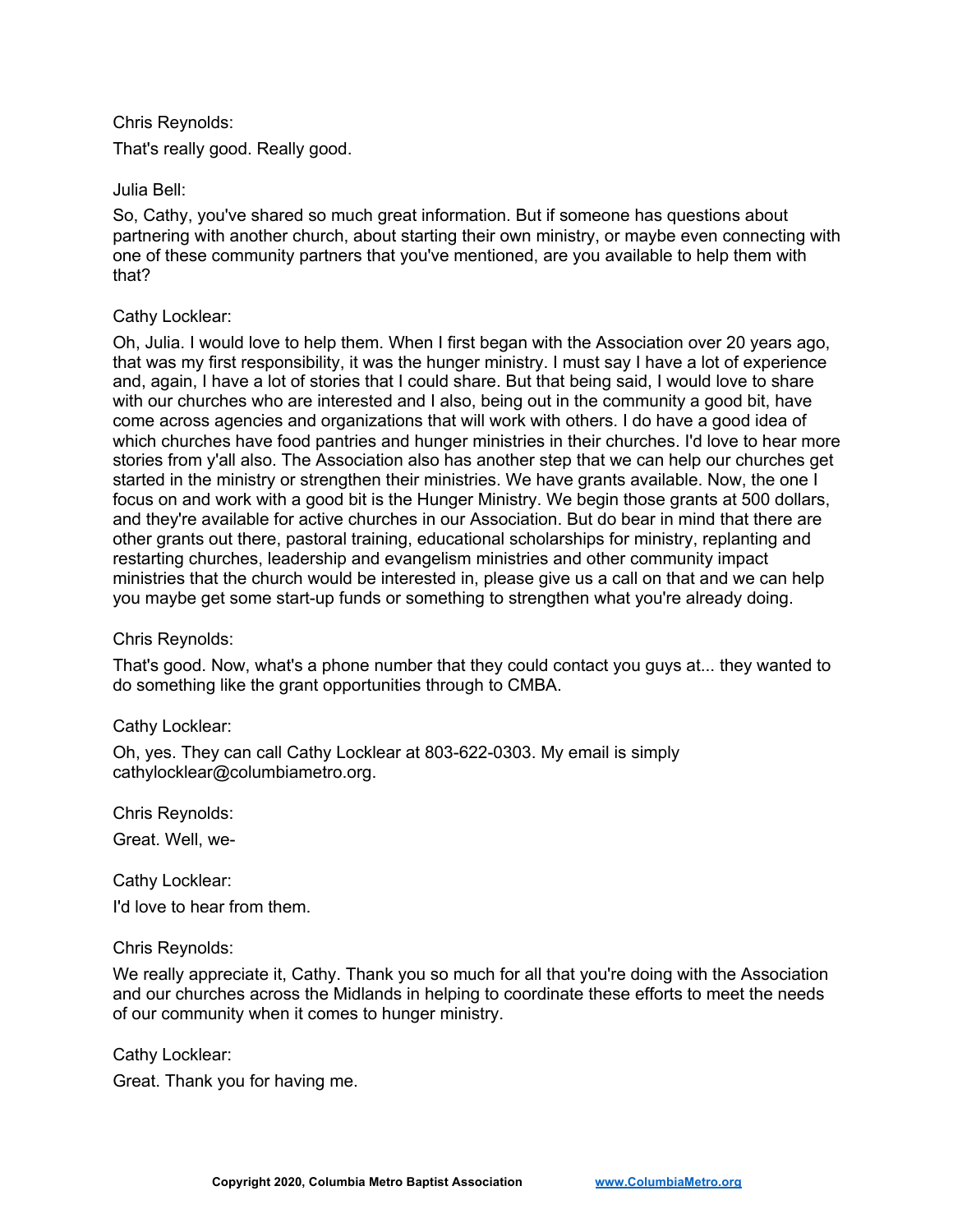Chris Reynolds:

That's really good. Really good.

Julia Bell:

So, Cathy, you've shared so much great information. But if someone has questions about partnering with another church, about starting their own ministry, or maybe even connecting with one of these community partners that you've mentioned, are you available to help them with that?

Cathy Locklear:

Oh, Julia. I would love to help them. When I first began with the Association over 20 years ago, that was my first responsibility, it was the hunger ministry. I must say I have a lot of experience and, again, I have a lot of stories that I could share. But that being said, I would love to share with our churches who are interested and I also, being out in the community a good bit, have come across agencies and organizations that will work with others. I do have a good idea of which churches have food pantries and hunger ministries in their churches. I'd love to hear more stories from y'all also. The Association also has another step that we can help our churches get started in the ministry or strengthen their ministries. We have grants available. Now, the one I focus on and work with a good bit is the Hunger Ministry. We begin those grants at 500 dollars, and they're available for active churches in our Association. But do bear in mind that there are other grants out there, pastoral training, educational scholarships for ministry, replanting and restarting churches, leadership and evangelism ministries and other community impact ministries that the church would be interested in, please give us a call on that and we can help you maybe get some start-up funds or something to strengthen what you're already doing.

Chris Reynolds:

That's good. Now, what's a phone number that they could contact you guys at... they wanted to do something like the grant opportunities through to CMBA.

Cathy Locklear:

Oh, yes. They can call Cathy Locklear at 803-622-0303. My email is simply cathylocklear@columbiametro.org.

Chris Reynolds:

Great. Well, we-

Cathy Locklear:

I'd love to hear from them.

Chris Reynolds:

We really appreciate it, Cathy. Thank you so much for all that you're doing with the Association and our churches across the Midlands in helping to coordinate these efforts to meet the needs of our community when it comes to hunger ministry.

Cathy Locklear:

Great. Thank you for having me.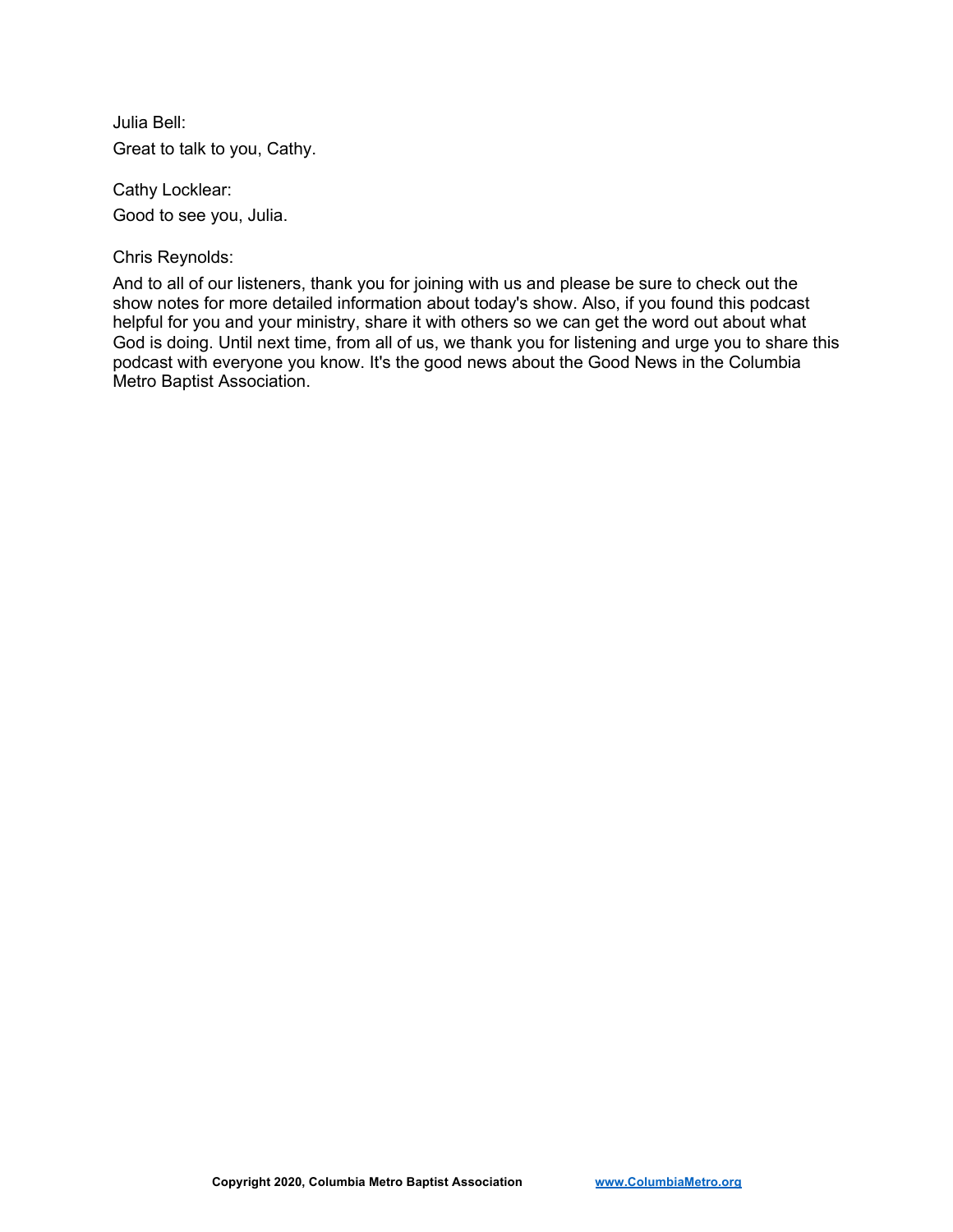Julia Bell:
Great to talk to you, Cathy.

Cathy Locklear:
Good to see you, Julia.

Chris Reynolds:
And to all of our listeners, thank you for joining with us and please be sure to check out the show notes for more detailed information about today's show. Also, if you found this podcast helpful for you and your ministry, share it with others so we can get the word out about what God is doing. Until next time, from all of us, we thank you for listening and urge you to share this podcast with everyone you know. It's the good news about the Good News in the Columbia Metro Baptist Association.